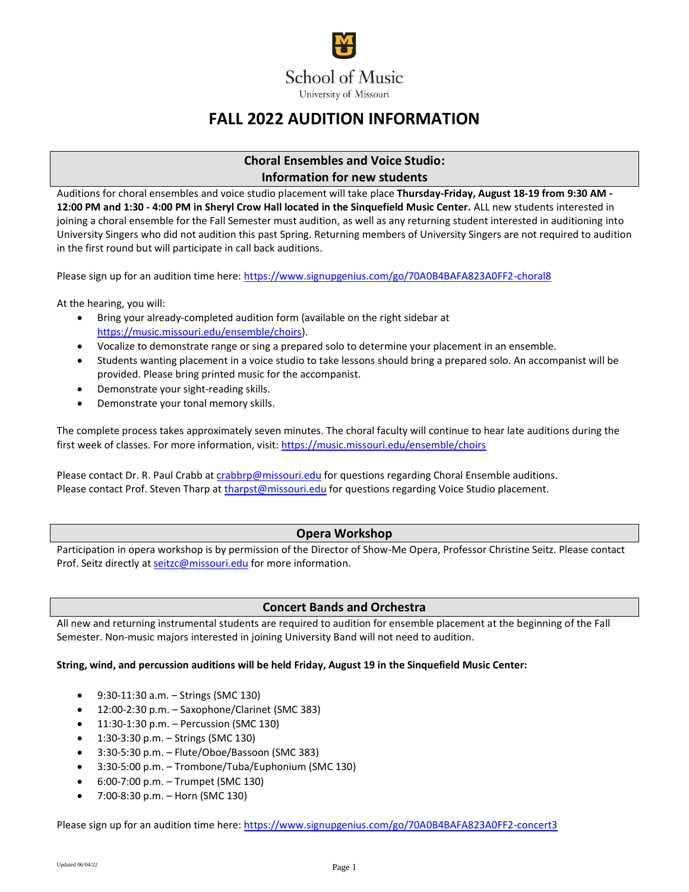School of Music

University of Missouri

# FALL 2022 AUDITION INFORMATION

## Choral Ensembles and Voice Studio: Information for new students

Auditions for choral ensembles and voice studio placement will take place **Thursday-Friday, August 18-19 from 9:30 AM - 12:00 PM and 1:30 - 4:00 PM in Sheryl Crow Hall located in the Sinquefield Music Center.** ALL new students interested in joining a choral ensemble for the Fall Semester must audition, as well as any returning student interested in auditioning into University Singers who did not audition this past Spring. Returning members of University Singers are not required to audition in the first round but will participate in call back auditions.

Please sign up for an audition time here: https://www.signupgenius.com/go/70A0B4BAFA823A0FF2-choral8

At the hearing, you will:

- Bring your already-completed audition form (available on the right sidebar at https://music.missouri.edu/ensemble/choirs).
- Vocalize to demonstrate range or sing a prepared solo to determine your placement in an ensemble.
- Students wanting placement in a voice studio to take lessons should bring a prepared solo. An accompanist will be provided. Please bring printed music for the accompanist.
- Demonstrate your sight-reading skills.
- Demonstrate your tonal memory skills.

The complete process takes approximately seven minutes. The choral faculty will continue to hear late auditions during the first week of classes. For more information, visit: https://music.missouri.edu/ensemble/choirs

Please contact Dr. R. Paul Crabb at crabbrp@missouri.edu for questions regarding Choral Ensemble auditions.
Please contact Prof. Steven Tharp at tharpst@missouri.edu for questions regarding Voice Studio placement.

## Opera Workshop

Participation in opera workshop is by permission of the Director of Show-Me Opera, Professor Christine Seitz. Please contact Prof. Seitz directly at seitzc@missouri.edu for more information.

## Concert Bands and Orchestra

All new and returning instrumental students are required to audition for ensemble placement at the beginning of the Fall Semester. Non-music majors interested in joining University Band will not need to audition.

**String, wind, and percussion auditions will be held Friday, August 19 in the Sinquefield Music Center:**

- 9:30-11:30 a.m. – Strings (SMC 130)
- 12:00-2:30 p.m. – Saxophone/Clarinet (SMC 383)
- 11:30-1:30 p.m. – Percussion (SMC 130)
- 1:30-3:30 p.m. – Strings (SMC 130)
- 3:30-5:30 p.m. – Flute/Oboe/Bassoon (SMC 383)
- 3:30-5:00 p.m. – Trombone/Tuba/Euphonium (SMC 130)
- 6:00-7:00 p.m. – Trumpet (SMC 130)
- 7:00-8:30 p.m. – Horn (SMC 130)

Please sign up for an audition time here: https://www.signupgenius.com/go/70A0B4BAFA823A0FF2-concert3

Updated 06/04/22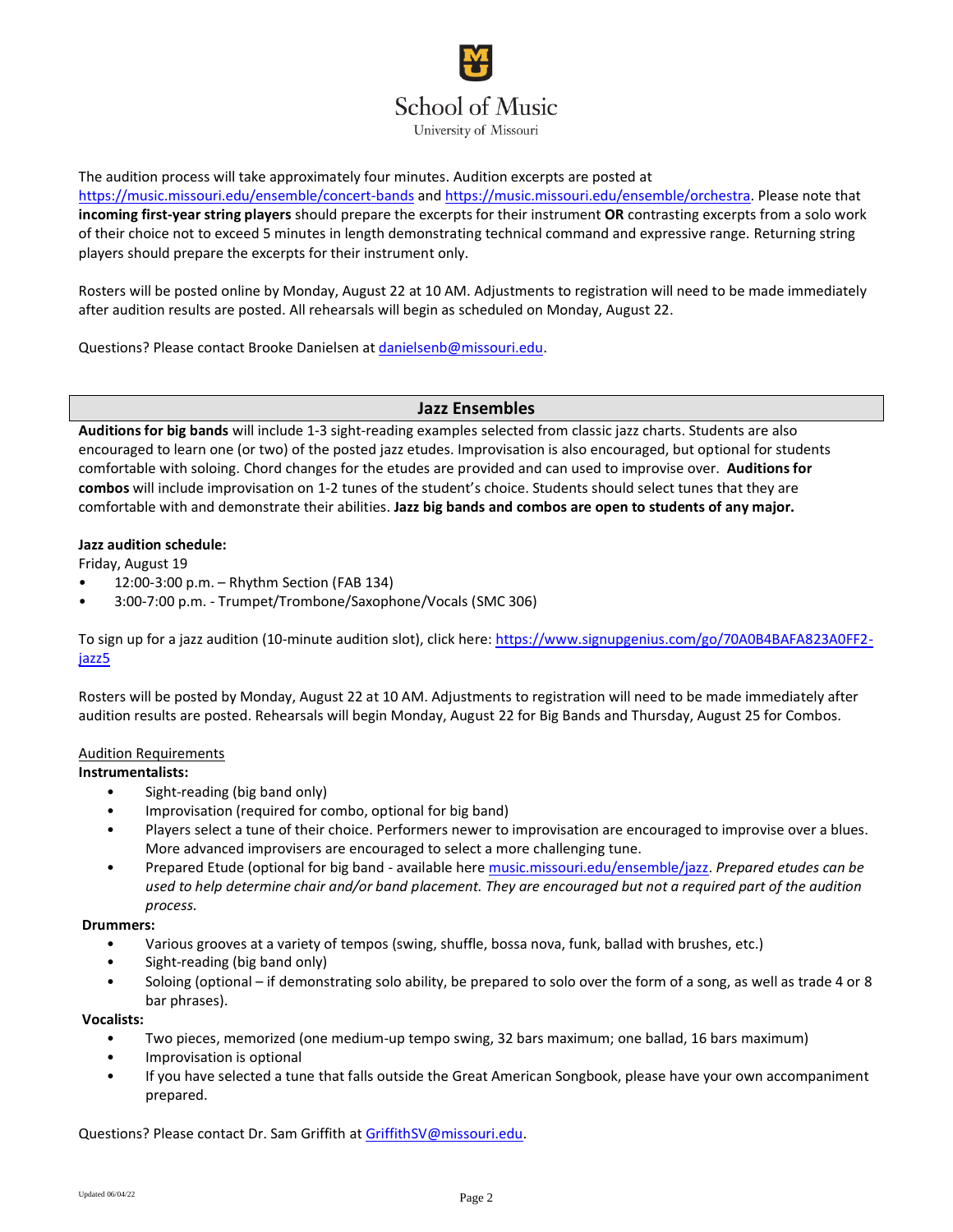The audition process will take approximately four minutes. Audition excerpts are posted at https://music.missouri.edu/ensemble/concert-bands and https://music.missouri.edu/ensemble/orchestra. Please note that **incoming first-year string players** should prepare the excerpts for their instrument **OR** contrasting excerpts from a solo work of their choice not to exceed 5 minutes in length demonstrating technical command and expressive range. Returning string players should prepare the excerpts for their instrument only.

Rosters will be posted online by Monday, August 22 at 10 AM. Adjustments to registration will need to be made immediately after audition results are posted. All rehearsals will begin as scheduled on Monday, August 22.

Questions? Please contact Brooke Danielsen at danielsenb@missouri.edu.

## Jazz Ensembles

**Auditions for big bands** will include 1-3 sight-reading examples selected from classic jazz charts. Students are also encouraged to learn one (or two) of the posted jazz etudes. Improvisation is also encouraged, but optional for students comfortable with soloing. Chord changes for the etudes are provided and can used to improvise over. **Auditions for combos** will include improvisation on 1-2 tunes of the student's choice. Students should select tunes that they are comfortable with and demonstrate their abilities. **Jazz big bands and combos are open to students of any major.**

**Jazz audition schedule:**

Friday, August 19

- 12:00-3:00 p.m. – Rhythm Section (FAB 134)
- 3:00-7:00 p.m. - Trumpet/Trombone/Saxophone/Vocals (SMC 306)

To sign up for a jazz audition (10-minute audition slot), click here: https://www.signupgenius.com/go/70A0B4BAFA823A0FF2-jazz5

Rosters will be posted by Monday, August 22 at 10 AM. Adjustments to registration will need to be made immediately after audition results are posted. Rehearsals will begin Monday, August 22 for Big Bands and Thursday, August 25 for Combos.

Audition Requirements

**Instrumentalists:**

- Sight-reading (big band only)
- Improvisation (required for combo, optional for big band)
- Players select a tune of their choice. Performers newer to improvisation are encouraged to improvise over a blues. More advanced improvisers are encouraged to select a more challenging tune.
- Prepared Etude (optional for big band - available here music.missouri.edu/ensemble/jazz. *Prepared etudes can be used to help determine chair and/or band placement. They are encouraged but not a required part of the audition process.*

**Drummers:**

- Various grooves at a variety of tempos (swing, shuffle, bossa nova, funk, ballad with brushes, etc.)
- Sight-reading (big band only)
- Soloing (optional – if demonstrating solo ability, be prepared to solo over the form of a song, as well as trade 4 or 8 bar phrases).

**Vocalists:**

- Two pieces, memorized (one medium-up tempo swing, 32 bars maximum; one ballad, 16 bars maximum)
- Improvisation is optional
- If you have selected a tune that falls outside the Great American Songbook, please have your own accompaniment prepared.

Questions? Please contact Dr. Sam Griffith at GriffithSV@missouri.edu.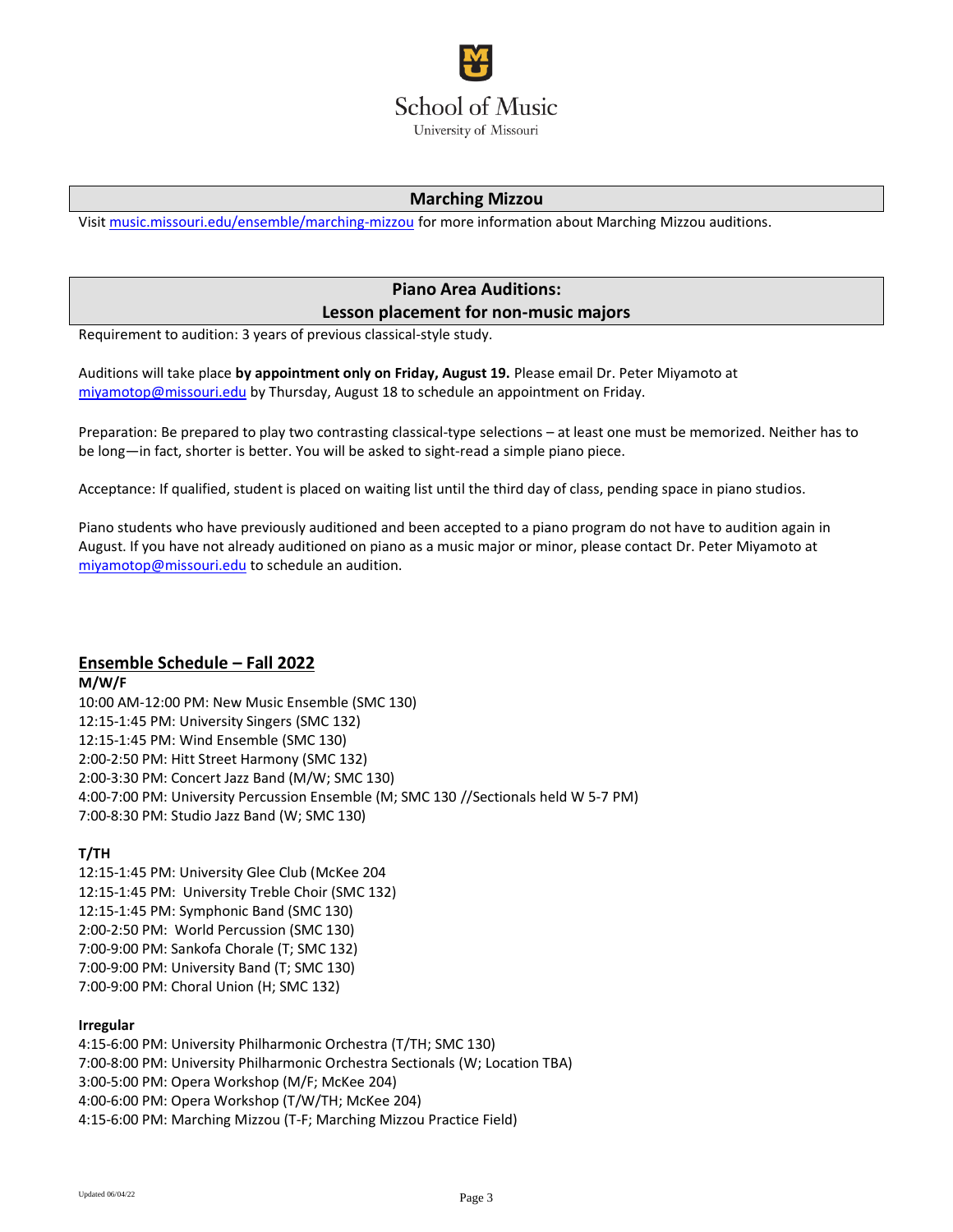School of Music

University of Missouri

## Marching Mizzou

Visit music.missouri.edu/ensemble/marching-mizzou for more information about Marching Mizzou auditions.

## Piano Area Auditions: Lesson placement for non-music majors

Requirement to audition: 3 years of previous classical-style study.

Auditions will take place **by appointment only on Friday, August 19.** Please email Dr. Peter Miyamoto at miyamotop@missouri.edu by Thursday, August 18 to schedule an appointment on Friday.

Preparation: Be prepared to play two contrasting classical-type selections – at least one must be memorized. Neither has to be long—in fact, shorter is better. You will be asked to sight-read a simple piano piece.

Acceptance: If qualified, student is placed on waiting list until the third day of class, pending space in piano studios.

Piano students who have previously auditioned and been accepted to a piano program do not have to audition again in August. If you have not already auditioned on piano as a music major or minor, please contact Dr. Peter Miyamoto at miyamotop@missouri.edu to schedule an audition.

## Ensemble Schedule – Fall 2022

**M/W/F**

10:00 AM-12:00 PM: New Music Ensemble (SMC 130)
12:15-1:45 PM: University Singers (SMC 132)
12:15-1:45 PM: Wind Ensemble (SMC 130)
2:00-2:50 PM: Hitt Street Harmony (SMC 132)
2:00-3:30 PM: Concert Jazz Band (M/W; SMC 130)
4:00-7:00 PM: University Percussion Ensemble (M; SMC 130 //Sectionals held W 5-7 PM)
7:00-8:30 PM: Studio Jazz Band (W; SMC 130)

**T/TH**

12:15-1:45 PM: University Glee Club (McKee 204
12:15-1:45 PM: University Treble Choir (SMC 132)
12:15-1:45 PM: Symphonic Band (SMC 130)
2:00-2:50 PM: World Percussion (SMC 130)
7:00-9:00 PM: Sankofa Chorale (T; SMC 132)
7:00-9:00 PM: University Band (T; SMC 130)
7:00-9:00 PM: Choral Union (H; SMC 132)

**Irregular**

4:15-6:00 PM: University Philharmonic Orchestra (T/TH; SMC 130)
7:00-8:00 PM: University Philharmonic Orchestra Sectionals (W; Location TBA)
3:00-5:00 PM: Opera Workshop (M/F; McKee 204)
4:00-6:00 PM: Opera Workshop (T/W/TH; McKee 204)
4:15-6:00 PM: Marching Mizzou (T-F; Marching Mizzou Practice Field)

Updated 06/04/22